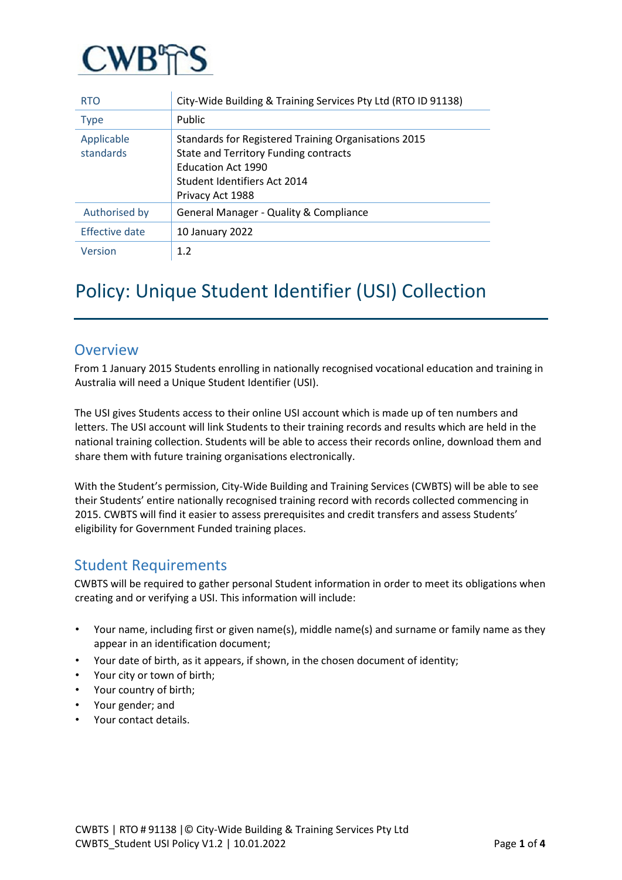CWBTS

| RTO | City-Wide Building & Training Services Pty Ltd (RTO ID 91138) |
|---|---|
| Type | Public |
| Applicable standards | Standards for Registered Training Organisations 2015<br>State and Territory Funding contracts<br>Education Act 1990<br>Student Identifiers Act 2014<br>Privacy Act 1988 |
| Authorised by | General Manager - Quality & Compliance |
| Effective date | 10 January 2022 |
| Version | 1.2 |

# Policy: Unique Student Identifier (USI) Collection

## Overview

From 1 January 2015 Students enrolling in nationally recognised vocational education and training in Australia will need a Unique Student Identifier (USI).

The USI gives Students access to their online USI account which is made up of ten numbers and letters. The USI account will link Students to their training records and results which are held in the national training collection. Students will be able to access their records online, download them and share them with future training organisations electronically.

With the Student's permission, City-Wide Building and Training Services (CWBTS) will be able to see their Students' entire nationally recognised training record with records collected commencing in 2015. CWBTS will find it easier to assess prerequisites and credit transfers and assess Students' eligibility for Government Funded training places.

## Student Requirements

CWBTS will be required to gather personal Student information in order to meet its obligations when creating and or verifying a USI. This information will include:

- Your name, including first or given name(s), middle name(s) and surname or family name as they appear in an identification document;
- Your date of birth, as it appears, if shown, in the chosen document of identity;
- Your city or town of birth;
- Your country of birth;
- Your gender; and
- Your contact details.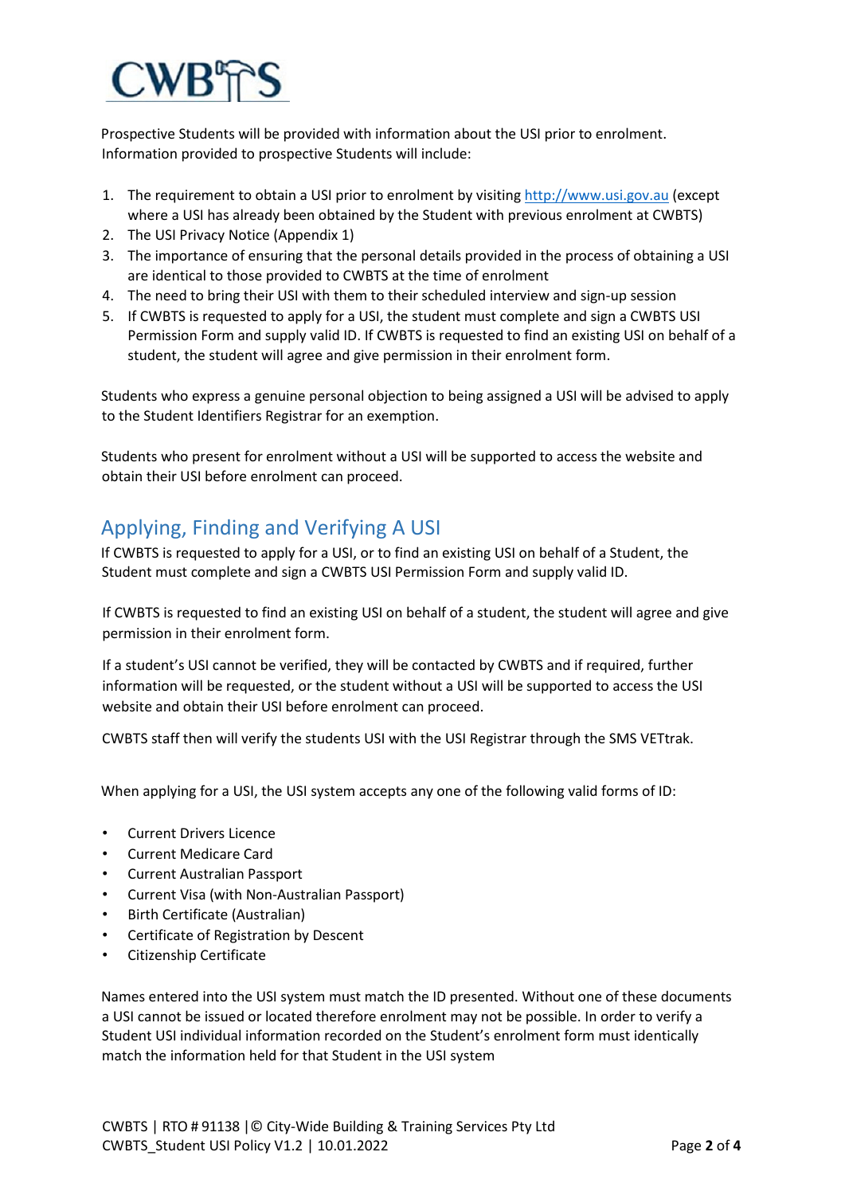Prospective Students will be provided with information about the USI prior to enrolment. Information provided to prospective Students will include:

1. The requirement to obtain a USI prior to enrolment by visiting http://www.usi.gov.au (except where a USI has already been obtained by the Student with previous enrolment at CWBTS)
2. The USI Privacy Notice (Appendix 1)
3. The importance of ensuring that the personal details provided in the process of obtaining a USI are identical to those provided to CWBTS at the time of enrolment
4. The need to bring their USI with them to their scheduled interview and sign-up session
5. If CWBTS is requested to apply for a USI, the student must complete and sign a CWBTS USI Permission Form and supply valid ID. If CWBTS is requested to find an existing USI on behalf of a student, the student will agree and give permission in their enrolment form.

Students who express a genuine personal objection to being assigned a USI will be advised to apply to the Student Identifiers Registrar for an exemption.

Students who present for enrolment without a USI will be supported to access the website and obtain their USI before enrolment can proceed.

## Applying, Finding and Verifying A USI

If CWBTS is requested to apply for a USI, or to find an existing USI on behalf of a Student, the Student must complete and sign a CWBTS USI Permission Form and supply valid ID.

If CWBTS is requested to find an existing USI on behalf of a student, the student will agree and give permission in their enrolment form.

If a student's USI cannot be verified, they will be contacted by CWBTS and if required, further information will be requested, or the student without a USI will be supported to access the USI website and obtain their USI before enrolment can proceed.

CWBTS staff then will verify the students USI with the USI Registrar through the SMS VETtrak.

When applying for a USI, the USI system accepts any one of the following valid forms of ID:

- Current Drivers Licence
- Current Medicare Card
- Current Australian Passport
- Current Visa (with Non-Australian Passport)
- Birth Certificate (Australian)
- Certificate of Registration by Descent
- Citizenship Certificate

Names entered into the USI system must match the ID presented. Without one of these documents a USI cannot be issued or located therefore enrolment may not be possible. In order to verify a Student USI individual information recorded on the Student's enrolment form must identically match the information held for that Student in the USI system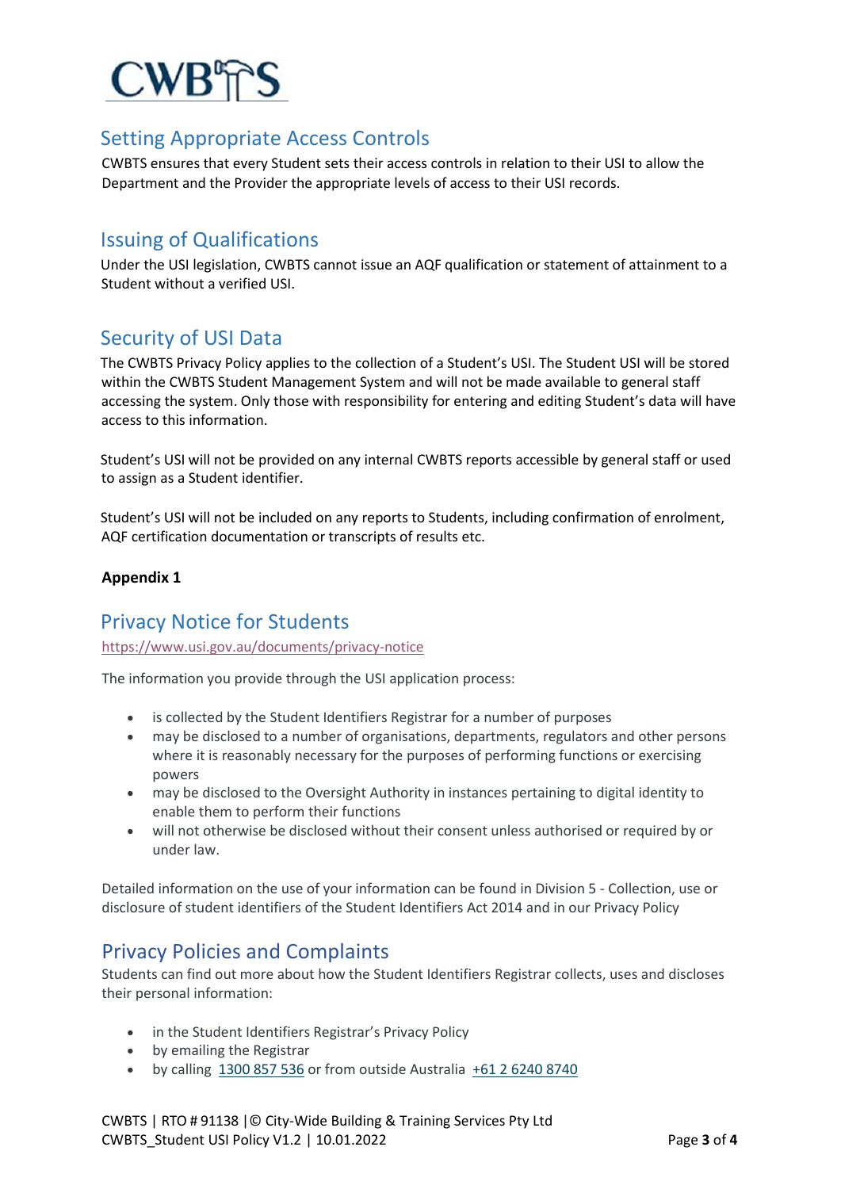## Setting Appropriate Access Controls

CWBTS ensures that every Student sets their access controls in relation to their USI to allow the Department and the Provider the appropriate levels of access to their USI records.

## Issuing of Qualifications

Under the USI legislation, CWBTS cannot issue an AQF qualification or statement of attainment to a Student without a verified USI.

## Security of USI Data

The CWBTS Privacy Policy applies to the collection of a Student's USI. The Student USI will be stored within the CWBTS Student Management System and will not be made available to general staff accessing the system. Only those with responsibility for entering and editing Student's data will have access to this information.

Student's USI will not be provided on any internal CWBTS reports accessible by general staff or used to assign as a Student identifier.

Student's USI will not be included on any reports to Students, including confirmation of enrolment, AQF certification documentation or transcripts of results etc.

**Appendix 1**

## Privacy Notice for Students

https://www.usi.gov.au/documents/privacy-notice

The information you provide through the USI application process:

- is collected by the Student Identifiers Registrar for a number of purposes
- may be disclosed to a number of organisations, departments, regulators and other persons where it is reasonably necessary for the purposes of performing functions or exercising powers
- may be disclosed to the Oversight Authority in instances pertaining to digital identity to enable them to perform their functions
- will not otherwise be disclosed without their consent unless authorised or required by or under law.

Detailed information on the use of your information can be found in Division 5 - Collection, use or disclosure of student identifiers of the Student Identifiers Act 2014 and in our Privacy Policy

## Privacy Policies and Complaints

Students can find out more about how the Student Identifiers Registrar collects, uses and discloses their personal information:

- in the Student Identifiers Registrar's Privacy Policy
- by emailing the Registrar
- by calling 1300 857 536 or from outside Australia +61 2 6240 8740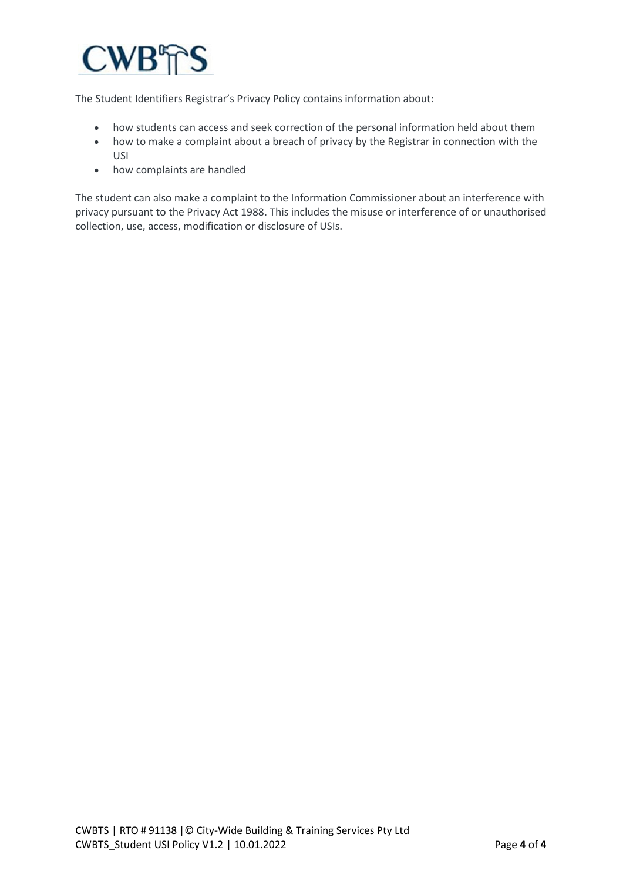The Student Identifiers Registrar's Privacy Policy contains information about:

- how students can access and seek correction of the personal information held about them
- how to make a complaint about a breach of privacy by the Registrar in connection with the USI
- how complaints are handled

The student can also make a complaint to the Information Commissioner about an interference with privacy pursuant to the Privacy Act 1988. This includes the misuse or interference of or unauthorised collection, use, access, modification or disclosure of USIs.